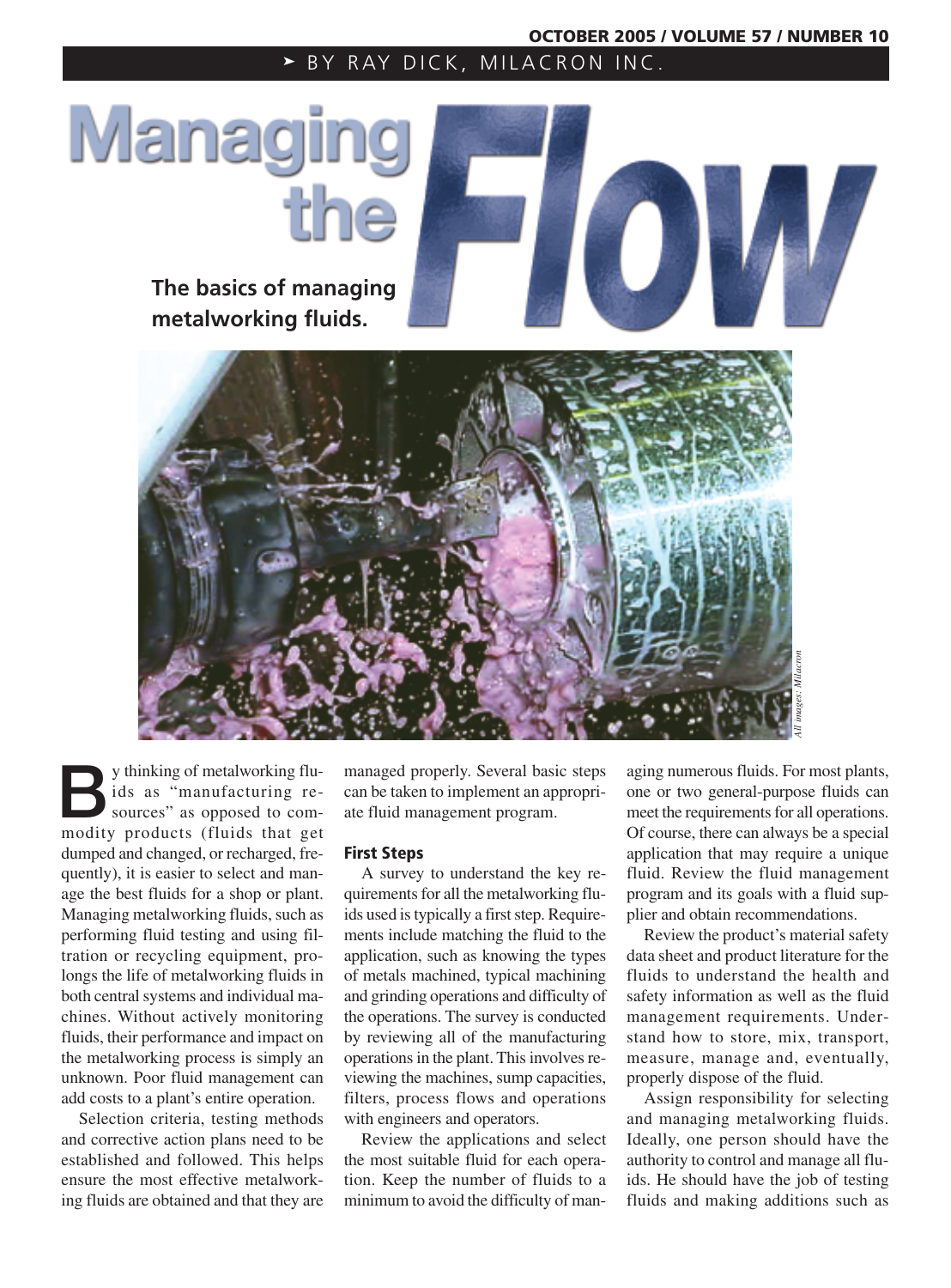BY RAY DICK, MILACRON INC.

# Managing the Flow

**The basics of managing metalworking fluids.**

*All images: Milacron*

By thinking of metalworking fluids as "manufacturing resources" as opposed to commodity products (fluids that get dumped and changed, or recharged, frequently), it is easier to select and manage the best fluids for a shop or plant. Managing metalworking fluids, such as performing fluid testing and using filtration or recycling equipment, prolongs the life of metalworking fluids in both central systems and individual machines. Without actively monitoring fluids, their performance and impact on the metalworking process is simply an unknown. Poor fluid management can add costs to a plant's entire operation.

Selection criteria, testing methods and corrective action plans need to be established and followed. This helps ensure the most effective metalworking fluids are obtained and that they are managed properly. Several basic steps can be taken to implement an appropriate fluid management program.

## First Steps

A survey to understand the key requirements for all the metalworking fluids used is typically a first step. Requirements include matching the fluid to the application, such as knowing the types of metals machined, typical machining and grinding operations and difficulty of the operations. The survey is conducted by reviewing all of the manufacturing operations in the plant. This involves reviewing the machines, sump capacities, filters, process flows and operations with engineers and operators.

Review the applications and select the most suitable fluid for each operation. Keep the number of fluids to a minimum to avoid the difficulty of managing numerous fluids. For most plants, one or two general-purpose fluids can meet the requirements for all operations. Of course, there can always be a special application that may require a unique fluid. Review the fluid management program and its goals with a fluid supplier and obtain recommendations.

Review the product's material safety data sheet and product literature for the fluids to understand the health and safety information as well as the fluid management requirements. Understand how to store, mix, transport, measure, manage and, eventually, properly dispose of the fluid.

Assign responsibility for selecting and managing metalworking fluids. Ideally, one person should have the authority to control and manage all fluids. He should have the job of testing fluids and making additions such as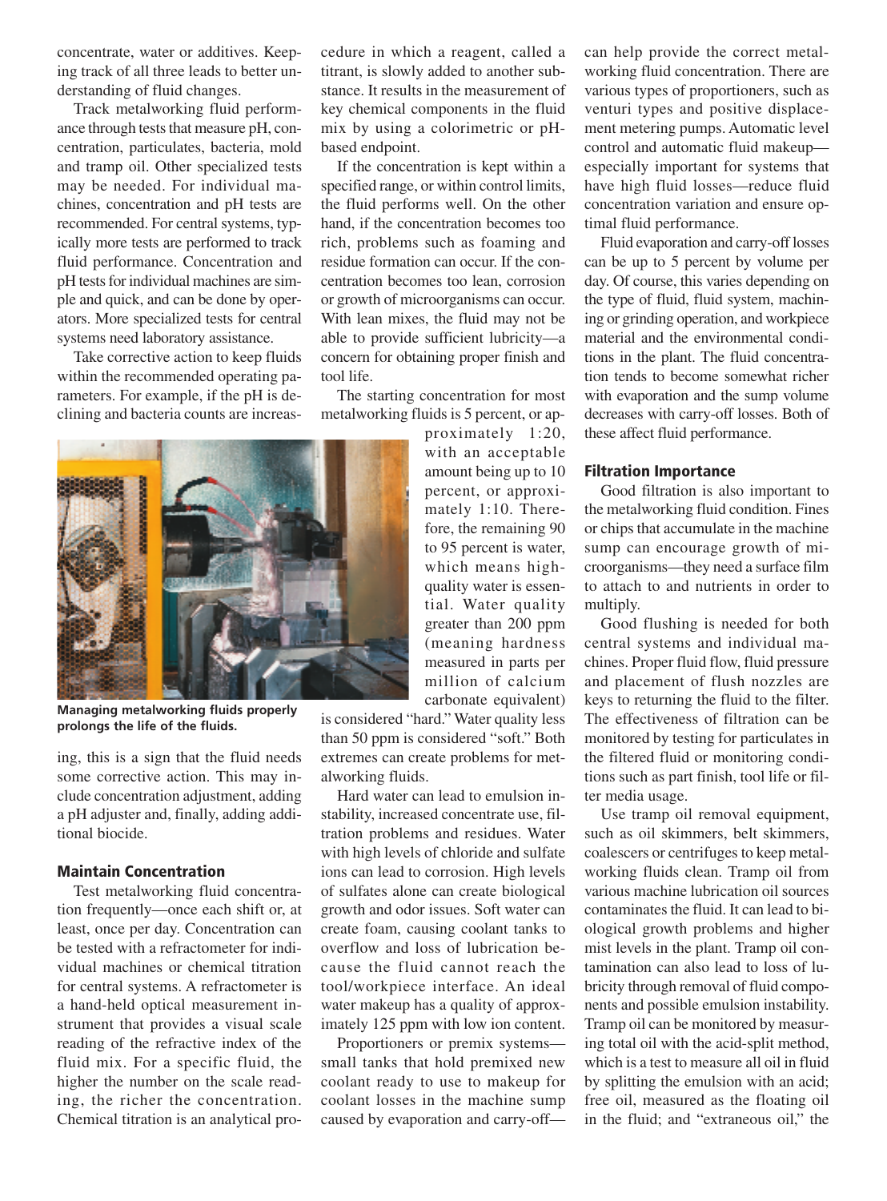concentrate, water or additives. Keeping track of all three leads to better understanding of fluid changes.

Track metalworking fluid performance through tests that measure pH, concentration, particulates, bacteria, mold and tramp oil. Other specialized tests may be needed. For individual machines, concentration and pH tests are recommended. For central systems, typically more tests are performed to track fluid performance. Concentration and pH tests for individual machines are simple and quick, and can be done by operators. More specialized tests for central systems need laboratory assistance.

Take corrective action to keep fluids within the recommended operating parameters. For example, if the pH is declining and bacteria counts are increasing, this is a sign that the fluid needs some corrective action. This may include concentration adjustment, adding a pH adjuster and, finally, adding additional biocide.

## Maintain Concentration

Test metalworking fluid concentration frequently—once each shift or, at least, once per day. Concentration can be tested with a refractometer for individual machines or chemical titration for central systems. A refractometer is a hand-held optical measurement instrument that provides a visual scale reading of the refractive index of the fluid mix. For a specific fluid, the higher the number on the scale reading, the richer the concentration. Chemical titration is an analytical procedure in which a reagent, called a titrant, is slowly added to another substance. It results in the measurement of key chemical components in the fluid mix by using a colorimetric or pH-based endpoint.

If the concentration is kept within a specified range, or within control limits, the fluid performs well. On the other hand, if the concentration becomes too rich, problems such as foaming and residue formation can occur. If the concentration becomes too lean, corrosion or growth of microorganisms can occur. With lean mixes, the fluid may not be able to provide sufficient lubricity—a concern for obtaining proper finish and tool life.

The starting concentration for most metalworking fluids is 5 percent, or approximately 1:20, with an acceptable amount being up to 10 percent, or approximately 1:10. Therefore, the remaining 90 to 95 percent is water, which means high-quality water is essential. Water quality greater than 200 ppm (meaning hardness measured in parts per million of calcium carbonate equivalent) is considered "hard." Water quality less than 50 ppm is considered "soft." Both extremes can create problems for metalworking fluids.

Managing metalworking fluids properly prolongs the life of the fluids.

Hard water can lead to emulsion instability, increased concentrate use, filtration problems and residues. Water with high levels of chloride and sulfate ions can lead to corrosion. High levels of sulfates alone can create biological growth and odor issues. Soft water can create foam, causing coolant tanks to overflow and loss of lubrication because the fluid cannot reach the tool/workpiece interface. An ideal water makeup has a quality of approximately 125 ppm with low ion content.

Proportioners or premix systems—small tanks that hold premixed new coolant ready to use to makeup for coolant losses in the machine sump caused by evaporation and carry-off—can help provide the correct metalworking fluid concentration. There are various types of proportioners, such as venturi types and positive displacement metering pumps. Automatic level control and automatic fluid makeup—especially important for systems that have high fluid losses—reduce fluid concentration variation and ensure optimal fluid performance.

Fluid evaporation and carry-off losses can be up to 5 percent by volume per day. Of course, this varies depending on the type of fluid, fluid system, machining or grinding operation, and workpiece material and the environmental conditions in the plant. The fluid concentration tends to become somewhat richer with evaporation and the sump volume decreases with carry-off losses. Both of these affect fluid performance.

## Filtration Importance

Good filtration is also important to the metalworking fluid condition. Fines or chips that accumulate in the machine sump can encourage growth of microorganisms—they need a surface film to attach to and nutrients in order to multiply.

Good flushing is needed for both central systems and individual machines. Proper fluid flow, fluid pressure and placement of flush nozzles are keys to returning the fluid to the filter. The effectiveness of filtration can be monitored by testing for particulates in the filtered fluid or monitoring conditions such as part finish, tool life or filter media usage.

Use tramp oil removal equipment, such as oil skimmers, belt skimmers, coalescers or centrifuges to keep metalworking fluids clean. Tramp oil from various machine lubrication oil sources contaminates the fluid. It can lead to biological growth problems and higher mist levels in the plant. Tramp oil contamination can also lead to loss of lubricity through removal of fluid components and possible emulsion instability. Tramp oil can be monitored by measuring total oil with the acid-split method, which is a test to measure all oil in fluid by splitting the emulsion with an acid; free oil, measured as the floating oil in the fluid; and "extraneous oil," the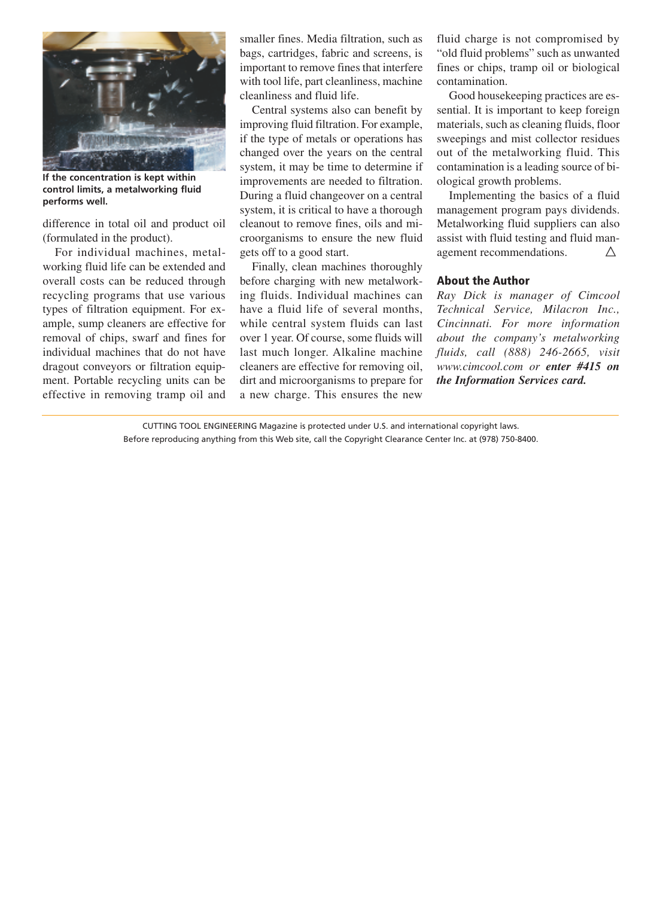If the concentration is kept within control limits, a metalworking fluid performs well.

difference in total oil and product oil (formulated in the product).

For individual machines, metalworking fluid life can be extended and overall costs can be reduced through recycling programs that use various types of filtration equipment. For example, sump cleaners are effective for removal of chips, swarf and fines for individual machines that do not have dragout conveyors or filtration equipment. Portable recycling units can be effective in removing tramp oil and smaller fines. Media filtration, such as bags, cartridges, fabric and screens, is important to remove fines that interfere with tool life, part cleanliness, machine cleanliness and fluid life.

Central systems also can benefit by improving fluid filtration. For example, if the type of metals or operations has changed over the years on the central system, it may be time to determine if improvements are needed to filtration. During a fluid changeover on a central system, it is critical to have a thorough cleanout to remove fines, oils and microorganisms to ensure the new fluid gets off to a good start.

Finally, clean machines thoroughly before charging with new metalworking fluids. Individual machines can have a fluid life of several months, while central system fluids can last over 1 year. Of course, some fluids will last much longer. Alkaline machine cleaners are effective for removing oil, dirt and microorganisms to prepare for a new charge. This ensures the new fluid charge is not compromised by "old fluid problems" such as unwanted fines or chips, tramp oil or biological contamination.

Good housekeeping practices are essential. It is important to keep foreign materials, such as cleaning fluids, floor sweepings and mist collector residues out of the metalworking fluid. This contamination is a leading source of biological growth problems.

Implementing the basics of a fluid management program pays dividends. Metalworking fluid suppliers can also assist with fluid testing and fluid management recommendations. △

### About the Author

*Ray Dick is manager of Cimcool Technical Service, Milacron Inc., Cincinnati. For more information about the company's metalworking fluids, call (888) 246-2665, visit www.cimcool.com or* ***enter #415 on the Information Services card.***

CUTTING TOOL ENGINEERING Magazine is protected under U.S. and international copyright laws.
Before reproducing anything from this Web site, call the Copyright Clearance Center Inc. at (978) 750-8400.